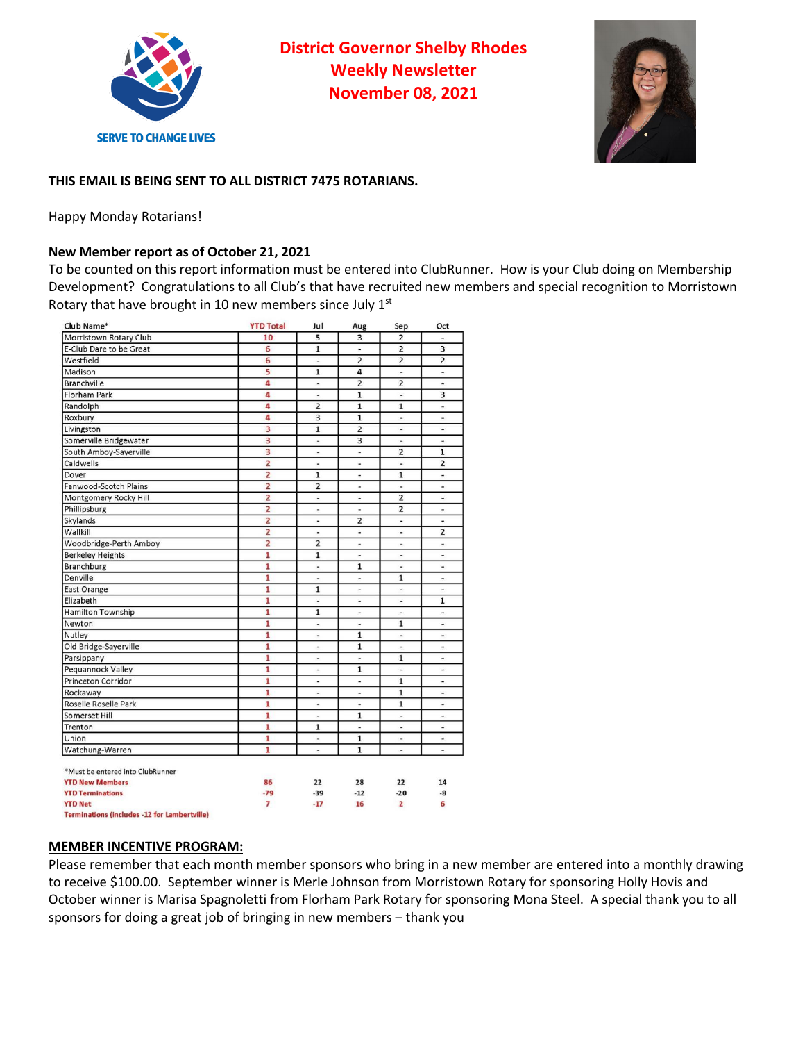SERVE TO CHANGE LIVES

# District Governor Shelby Rhodes
## Weekly Newsletter
## November 08, 2021

**THIS EMAIL IS BEING SENT TO ALL DISTRICT 7475 ROTARIANS.**

Happy Monday Rotarians!

**New Member report as of October 21, 2021**

To be counted on this report information must be entered into ClubRunner. How is your Club doing on Membership Development? Congratulations to all Club's that have recruited new members and special recognition to Morristown Rotary that have brought in 10 new members since July 1st

| Club Name* | YTD Total | Jul | Aug | Sep | Oct |
|---|---|---|---|---|---|
| Morristown Rotary Club | 10 | 5 | 3 | 2 | - |
| E-Club Dare to be Great | 6 | 1 | - | 2 | 3 |
| Westfield | 6 | - | 2 | 2 | 2 |
| Madison | 5 | 1 | 4 | - | - |
| Branchville | 4 | - | 2 | 2 | - |
| Florham Park | 4 | - | 1 | - | 3 |
| Randolph | 4 | 2 | 1 | 1 | - |
| Roxbury | 4 | 3 | 1 | - | - |
| Livingston | 3 | 1 | 2 | - | - |
| Somerville Bridgewater | 3 | - | 3 | - | - |
| South Amboy-Sayerville | 3 | - | - | 2 | 1 |
| Caldwells | 2 | - | - | - | 2 |
| Dover | 2 | 1 | - | 1 | - |
| Fanwood-Scotch Plains | 2 | 2 | - | - | - |
| Montgomery Rocky Hill | 2 | - | - | 2 | - |
| Phillipsburg | 2 | - | - | 2 | - |
| Skylands | 2 | - | 2 | - | - |
| Wallkill | 2 | - | - | - | 2 |
| Woodbridge-Perth Amboy | 2 | 2 | - | - | - |
| Berkeley Heights | 1 | 1 | - | - | - |
| Branchburg | 1 | - | 1 | - | - |
| Denville | 1 | - | - | 1 | - |
| East Orange | 1 | 1 | - | - | - |
| Elizabeth | 1 | - | - | - | 1 |
| Hamilton Township | 1 | 1 | - | - | - |
| Newton | 1 | - | - | 1 | - |
| Nutley | 1 | - | 1 | - | - |
| Old Bridge-Sayerville | 1 | - | 1 | - | - |
| Parsippany | 1 | - | - | 1 | - |
| Pequannock Valley | 1 | - | 1 | - | - |
| Princeton Corridor | 1 | - | - | 1 | - |
| Rockaway | 1 | - | - | 1 | - |
| Roselle Roselle Park | 1 | - | - | 1 | - |
| Somerset Hill | 1 | - | 1 | - | - |
| Trenton | 1 | 1 | - | - | - |
| Union | 1 | - | 1 | - | - |
| Watchung-Warren | 1 | - | 1 | - | - |

*Must be entered into ClubRunner

| | YTD Total | Jul | Aug | Sep | Oct |
|---|---|---|---|---|---|
| YTD New Members | 86 | 22 | 28 | 22 | 14 |
| YTD Terminations | -79 | -39 | -12 | -20 | -8 |
| YTD Net | 7 | -17 | 16 | 2 | 6 |

Terminations (includes -12 for Lambertville)

## MEMBER INCENTIVE PROGRAM:

Please remember that each month member sponsors who bring in a new member are entered into a monthly drawing to receive $100.00. September winner is Merle Johnson from Morristown Rotary for sponsoring Holly Hovis and October winner is Marisa Spagnoletti from Florham Park Rotary for sponsoring Mona Steel. A special thank you to all sponsors for doing a great job of bringing in new members – thank you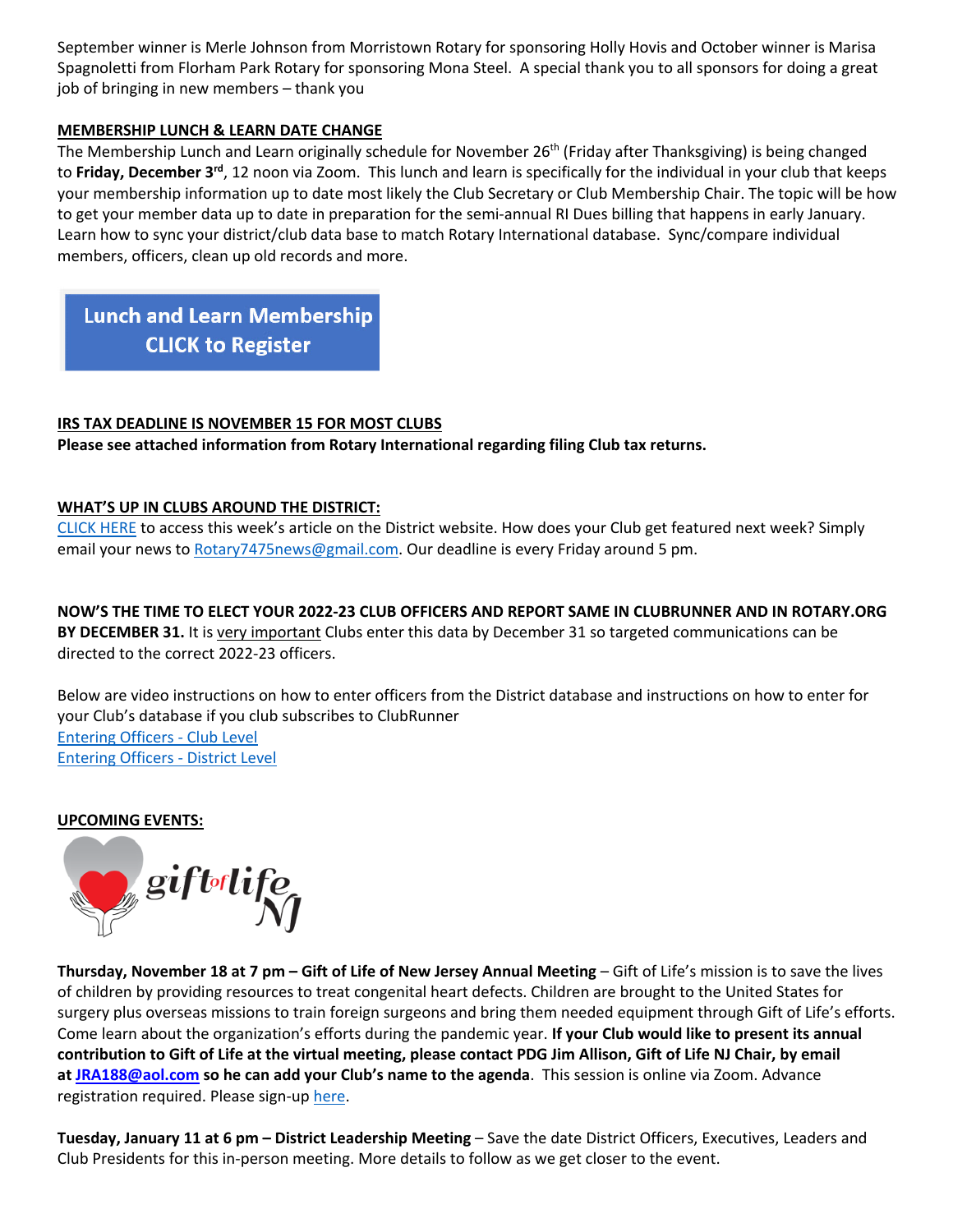September winner is Merle Johnson from Morristown Rotary for sponsoring Holly Hovis and October winner is Marisa Spagnoletti from Florham Park Rotary for sponsoring Mona Steel. A special thank you to all sponsors for doing a great job of bringing in new members – thank you

**MEMBERSHIP LUNCH & LEARN DATE CHANGE**

The Membership Lunch and Learn originally schedule for November 26th (Friday after Thanksgiving) is being changed to **Friday, December 3rd**, 12 noon via Zoom. This lunch and learn is specifically for the individual in your club that keeps your membership information up to date most likely the Club Secretary or Club Membership Chair. The topic will be how to get your member data up to date in preparation for the semi-annual RI Dues billing that happens in early January. Learn how to sync your district/club data base to match Rotary International database. Sync/compare individual members, officers, clean up old records and more.

**Lunch and Learn Membership CLICK to Register**

**IRS TAX DEADLINE IS NOVEMBER 15 FOR MOST CLUBS**

**Please see attached information from Rotary International regarding filing Club tax returns.**

**WHAT'S UP IN CLUBS AROUND THE DISTRICT:**

CLICK HERE to access this week's article on the District website. How does your Club get featured next week? Simply email your news to Rotary7475news@gmail.com. Our deadline is every Friday around 5 pm.

**NOW'S THE TIME TO ELECT YOUR 2022-23 CLUB OFFICERS AND REPORT SAME IN CLUBRUNNER AND IN ROTARY.ORG BY DECEMBER 31.** It is very important Clubs enter this data by December 31 so targeted communications can be directed to the correct 2022-23 officers.

Below are video instructions on how to enter officers from the District database and instructions on how to enter for your Club's database if you club subscribes to ClubRunner

Entering Officers - Club Level

Entering Officers - District Level

**UPCOMING EVENTS:**

gift of life NJ

**Thursday, November 18 at 7 pm – Gift of Life of New Jersey Annual Meeting** – Gift of Life's mission is to save the lives of children by providing resources to treat congenital heart defects. Children are brought to the United States for surgery plus overseas missions to train foreign surgeons and bring them needed equipment through Gift of Life's efforts. Come learn about the organization's efforts during the pandemic year. **If your Club would like to present its annual contribution to Gift of Life at the virtual meeting, please contact PDG Jim Allison, Gift of Life NJ Chair, by email at JRA188@aol.com so he can add your Club's name to the agenda**. This session is online via Zoom. Advance registration required. Please sign-up here.

**Tuesday, January 11 at 6 pm – District Leadership Meeting** – Save the date District Officers, Executives, Leaders and Club Presidents for this in-person meeting. More details to follow as we get closer to the event.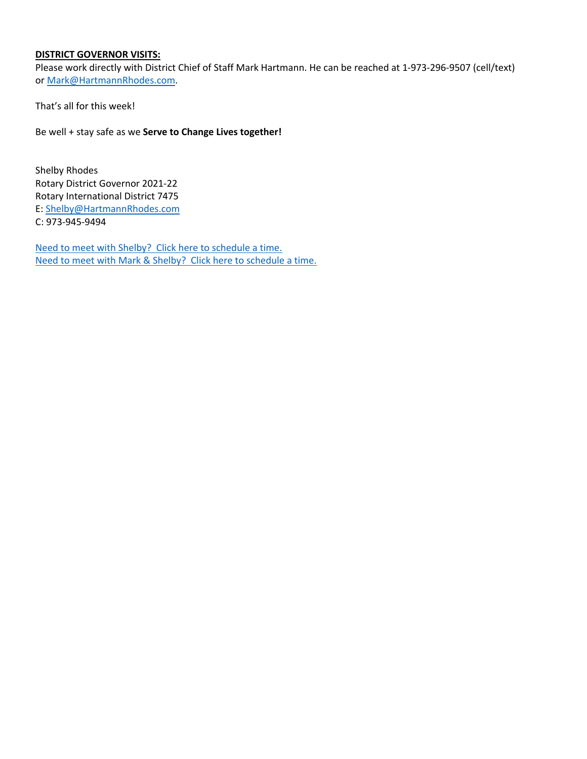**<u>DISTRICT GOVERNOR VISITS:</u>**
Please work directly with District Chief of Staff Mark Hartmann. He can be reached at 1-973-296-9507 (cell/text) or Mark@HartmannRhodes.com.

That's all for this week!

Be well + stay safe as we **Serve to Change Lives together!**

Shelby Rhodes
Rotary District Governor 2021-22
Rotary International District 7475
E: Shelby@HartmannRhodes.com
C: 973-945-9494

Need to meet with Shelby? Click here to schedule a time.
Need to meet with Mark & Shelby? Click here to schedule a time.